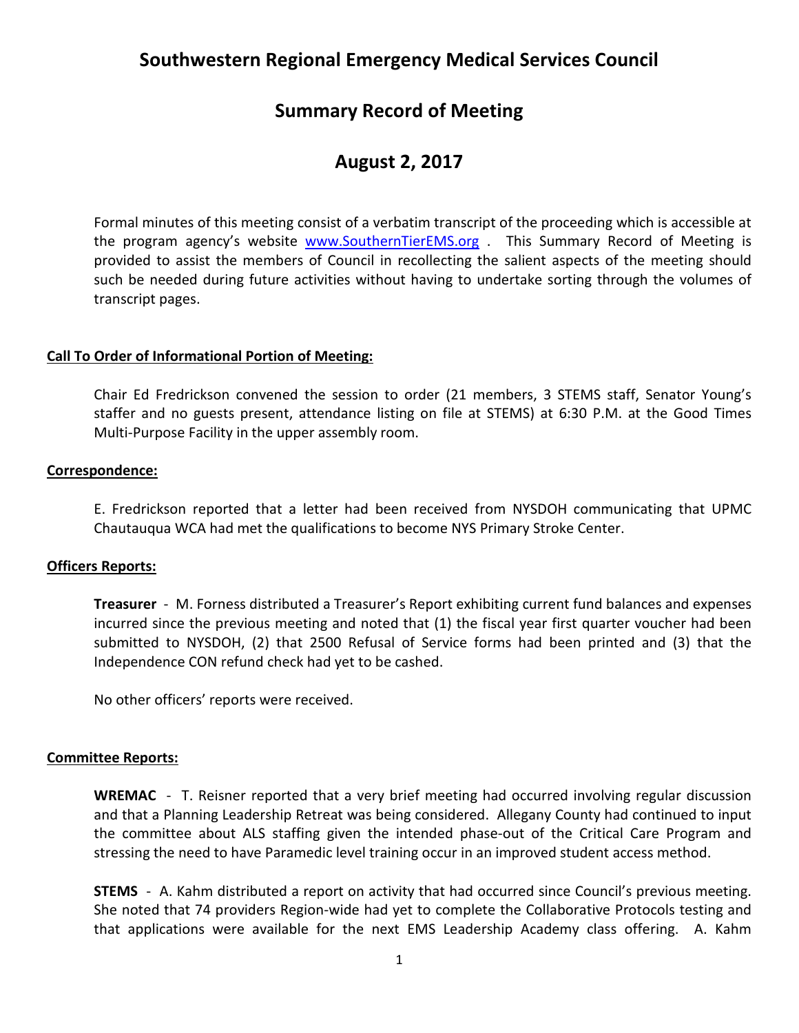# Southwestern Regional Emergency Medical Services Council

## Summary Record of Meeting

## August 2, 2017

Formal minutes of this meeting consist of a verbatim transcript of the proceeding which is accessible at the program agency's website [www.SouthernTierEMS.org](http://www.SouthernTierEMS.org) . This Summary Record of Meeting is provided to assist the members of Council in recollecting the salient aspects of the meeting should such be needed during future activities without having to undertake sorting through the volumes of transcript pages.

**Call To Order of Informational Portion of Meeting:**

Chair Ed Fredrickson convened the session to order (21 members, 3 STEMS staff, Senator Young's staffer and no guests present, attendance listing on file at STEMS) at 6:30 P.M. at the Good Times Multi-Purpose Facility in the upper assembly room.

**Correspondence:**

E. Fredrickson reported that a letter had been received from NYSDOH communicating that UPMC Chautauqua WCA had met the qualifications to become NYS Primary Stroke Center.

**Officers Reports:**

**Treasurer** - M. Forness distributed a Treasurer's Report exhibiting current fund balances and expenses incurred since the previous meeting and noted that (1) the fiscal year first quarter voucher had been submitted to NYSDOH, (2) that 2500 Refusal of Service forms had been printed and (3) that the Independence CON refund check had yet to be cashed.

No other officers' reports were received.

**Committee Reports:**

**WREMAC** - T. Reisner reported that a very brief meeting had occurred involving regular discussion and that a Planning Leadership Retreat was being considered. Allegany County had continued to input the committee about ALS staffing given the intended phase-out of the Critical Care Program and stressing the need to have Paramedic level training occur in an improved student access method.

**STEMS** - A. Kahm distributed a report on activity that had occurred since Council's previous meeting. She noted that 74 providers Region-wide had yet to complete the Collaborative Protocols testing and that applications were available for the next EMS Leadership Academy class offering. A. Kahm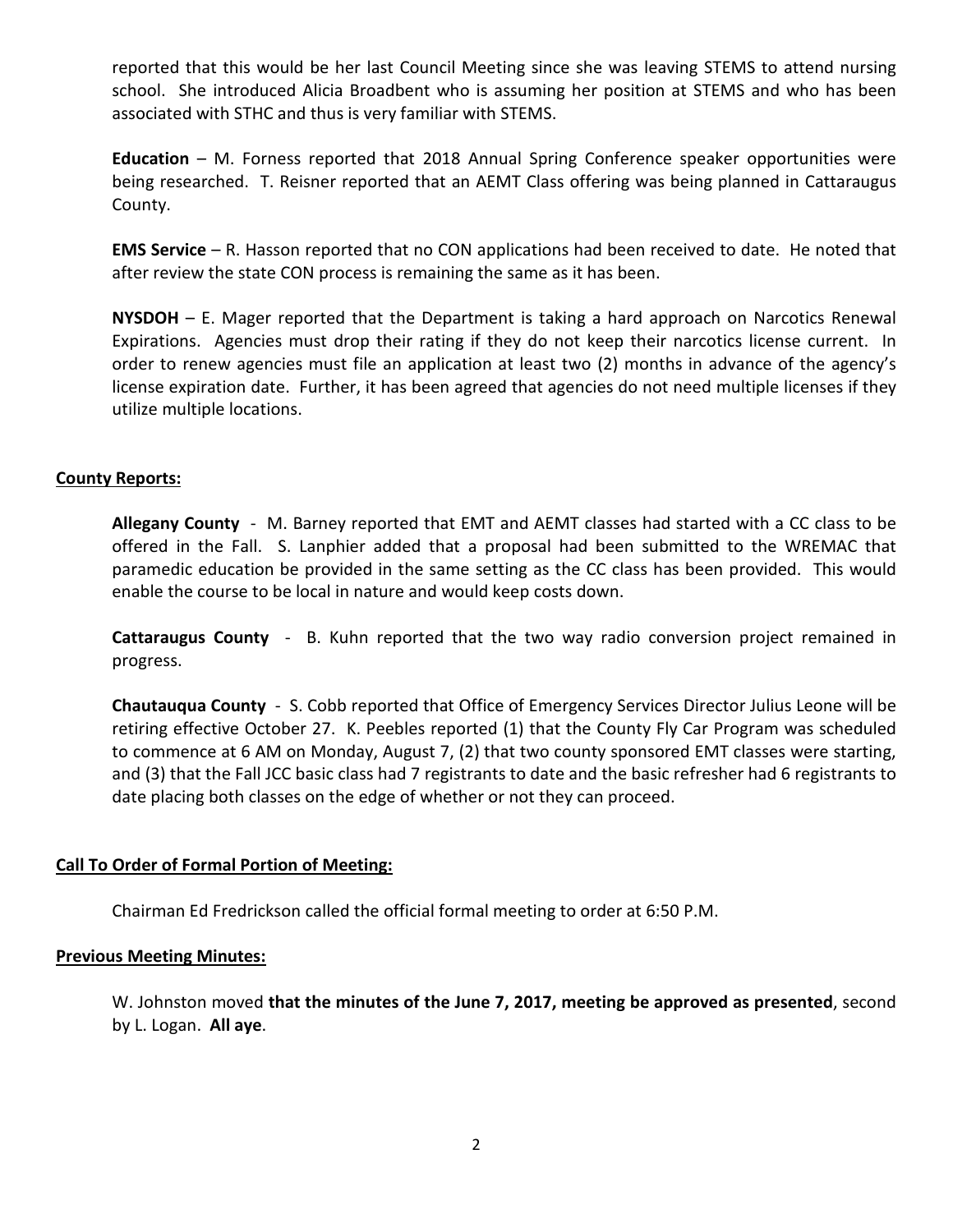reported that this would be her last Council Meeting since she was leaving STEMS to attend nursing school. She introduced Alicia Broadbent who is assuming her position at STEMS and who has been associated with STHC and thus is very familiar with STEMS.

**Education** – M. Forness reported that 2018 Annual Spring Conference speaker opportunities were being researched. T. Reisner reported that an AEMT Class offering was being planned in Cattaraugus County.

**EMS Service** – R. Hasson reported that no CON applications had been received to date. He noted that after review the state CON process is remaining the same as it has been.

**NYSDOH** – E. Mager reported that the Department is taking a hard approach on Narcotics Renewal Expirations. Agencies must drop their rating if they do not keep their narcotics license current. In order to renew agencies must file an application at least two (2) months in advance of the agency's license expiration date. Further, it has been agreed that agencies do not need multiple licenses if they utilize multiple locations.

## County Reports:

**Allegany County** - M. Barney reported that EMT and AEMT classes had started with a CC class to be offered in the Fall. S. Lanphier added that a proposal had been submitted to the WREMAC that paramedic education be provided in the same setting as the CC class has been provided. This would enable the course to be local in nature and would keep costs down.

**Cattaraugus County** - B. Kuhn reported that the two way radio conversion project remained in progress.

**Chautauqua County** - S. Cobb reported that Office of Emergency Services Director Julius Leone will be retiring effective October 27. K. Peebles reported (1) that the County Fly Car Program was scheduled to commence at 6 AM on Monday, August 7, (2) that two county sponsored EMT classes were starting, and (3) that the Fall JCC basic class had 7 registrants to date and the basic refresher had 6 registrants to date placing both classes on the edge of whether or not they can proceed.

## Call To Order of Formal Portion of Meeting:

Chairman Ed Fredrickson called the official formal meeting to order at 6:50 P.M.

## Previous Meeting Minutes:

W. Johnston moved **that the minutes of the June 7, 2017, meeting be approved as presented**, second by L. Logan. **All aye**.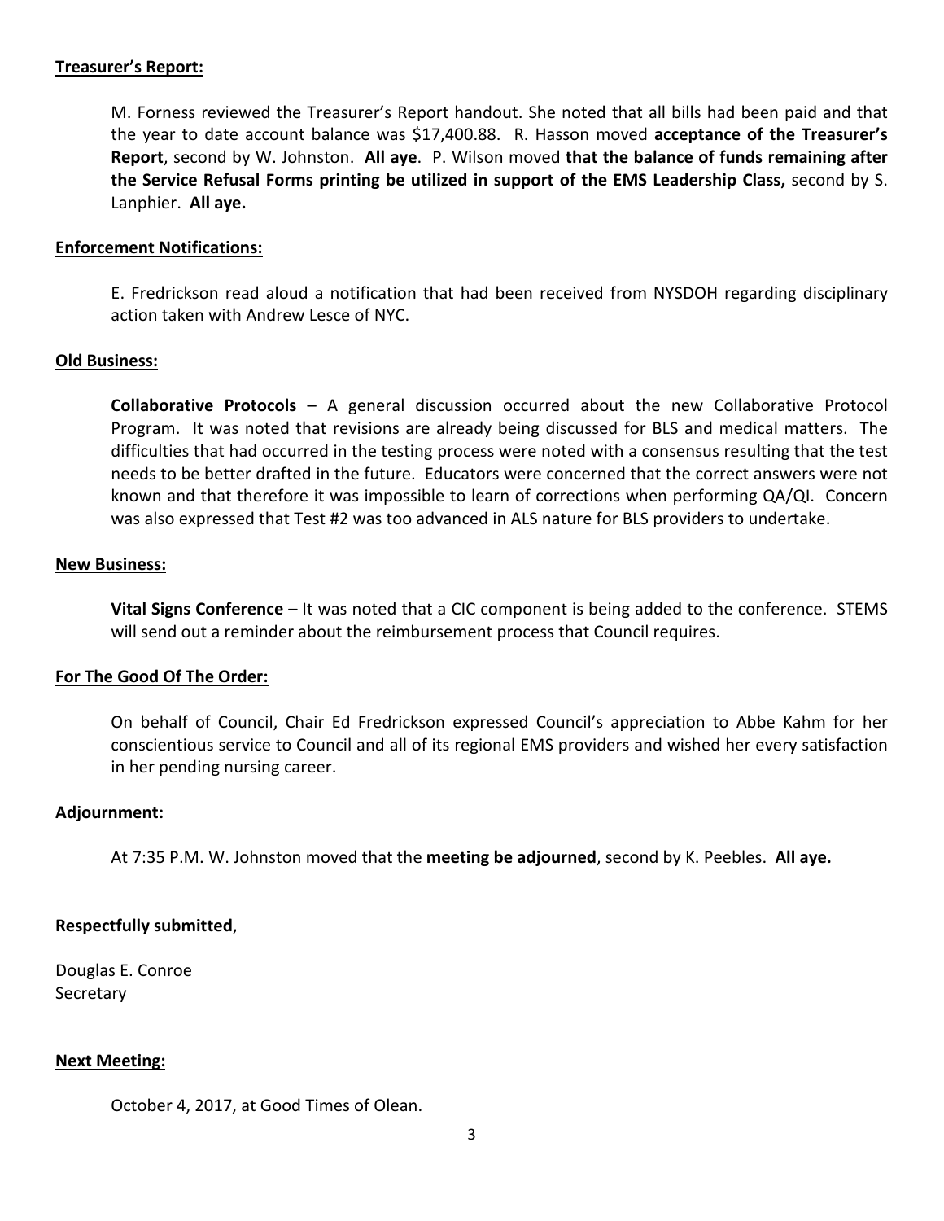**Treasurer's Report:**

M. Forness reviewed the Treasurer's Report handout. She noted that all bills had been paid and that the year to date account balance was $17,400.88. R. Hasson moved **acceptance of the Treasurer's Report**, second by W. Johnston. **All aye**. P. Wilson moved **that the balance of funds remaining after the Service Refusal Forms printing be utilized in support of the EMS Leadership Class,** second by S. Lanphier. **All aye.**

**Enforcement Notifications:**

E. Fredrickson read aloud a notification that had been received from NYSDOH regarding disciplinary action taken with Andrew Lesce of NYC.

**Old Business:**

**Collaborative Protocols** – A general discussion occurred about the new Collaborative Protocol Program. It was noted that revisions are already being discussed for BLS and medical matters. The difficulties that had occurred in the testing process were noted with a consensus resulting that the test needs to be better drafted in the future. Educators were concerned that the correct answers were not known and that therefore it was impossible to learn of corrections when performing QA/QI. Concern was also expressed that Test #2 was too advanced in ALS nature for BLS providers to undertake.

**New Business:**

**Vital Signs Conference** – It was noted that a CIC component is being added to the conference. STEMS will send out a reminder about the reimbursement process that Council requires.

**For The Good Of The Order:**

On behalf of Council, Chair Ed Fredrickson expressed Council's appreciation to Abbe Kahm for her conscientious service to Council and all of its regional EMS providers and wished her every satisfaction in her pending nursing career.

**Adjournment:**

At 7:35 P.M. W. Johnston moved that the **meeting be adjourned**, second by K. Peebles. **All aye.**

**Respectfully submitted**,

Douglas E. Conroe
Secretary

**Next Meeting:**

October 4, 2017, at Good Times of Olean.